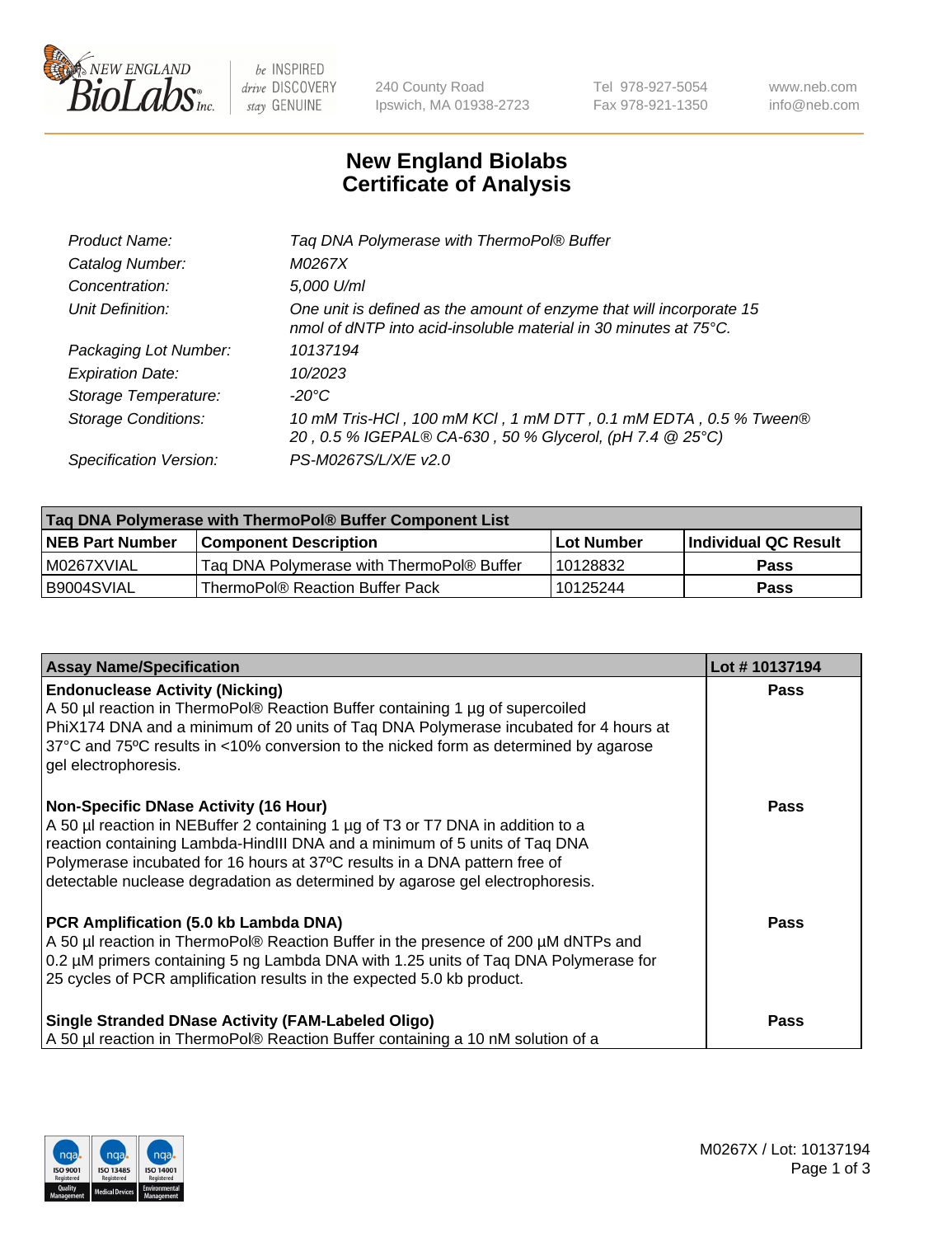# New England Biolabs Certificate of Analysis

| | |
|---|---|
| *Product Name:* | *Taq DNA Polymerase with ThermoPol® Buffer* |
| *Catalog Number:* | *M0267X* |
| *Concentration:* | *5,000 U/ml* |
| *Unit Definition:* | *One unit is defined as the amount of enzyme that will incorporate 15 nmol of dNTP into acid-insoluble material in 30 minutes at 75°C.* |
| *Packaging Lot Number:* | *10137194* |
| *Expiration Date:* | *10/2023* |
| *Storage Temperature:* | *-20°C* |
| *Storage Conditions:* | *10 mM Tris-HCl , 100 mM KCl , 1 mM DTT , 0.1 mM EDTA , 0.5 % Tween® 20 , 0.5 % IGEPAL® CA-630 , 50 % Glycerol, (pH 7.4 @ 25°C)* |
| *Specification Version:* | *PS-M0267S/L/X/E v2.0* |

| Taq DNA Polymerase with ThermoPol® Buffer Component List | | | |
|---|---|---|---|
| **NEB Part Number** | **Component Description** | **Lot Number** | **Individual QC Result** |
| M0267XVIAL | Taq DNA Polymerase with ThermoPol® Buffer | 10128832 | **Pass** |
| B9004SVIAL | ThermoPol® Reaction Buffer Pack | 10125244 | **Pass** |

| Assay Name/Specification | Lot # 10137194 |
|---|---|
| **Endonuclease Activity (Nicking)** A 50 µl reaction in ThermoPol® Reaction Buffer containing 1 µg of supercoiled PhiX174 DNA and a minimum of 20 units of Taq DNA Polymerase incubated for 4 hours at 37ºC and 75ºC results in <10% conversion to the nicked form as determined by agarose gel electrophoresis. | **Pass** |
| **Non-Specific DNase Activity (16 Hour)** A 50 µl reaction in NEBuffer 2 containing 1 µg of T3 or T7 DNA in addition to a reaction containing Lambda-HindIII DNA and a minimum of 5 units of Taq DNA Polymerase incubated for 16 hours at 37ºC results in a DNA pattern free of detectable nuclease degradation as determined by agarose gel electrophoresis. | **Pass** |
| **PCR Amplification (5.0 kb Lambda DNA)** A 50 µl reaction in ThermoPol® Reaction Buffer in the presence of 200 µM dNTPs and 0.2 µM primers containing 5 ng Lambda DNA with 1.25 units of Taq DNA Polymerase for 25 cycles of PCR amplification results in the expected 5.0 kb product. | **Pass** |
| **Single Stranded DNase Activity (FAM-Labeled Oligo)** A 50 µl reaction in ThermoPol® Reaction Buffer containing a 10 nM solution of a | **Pass** |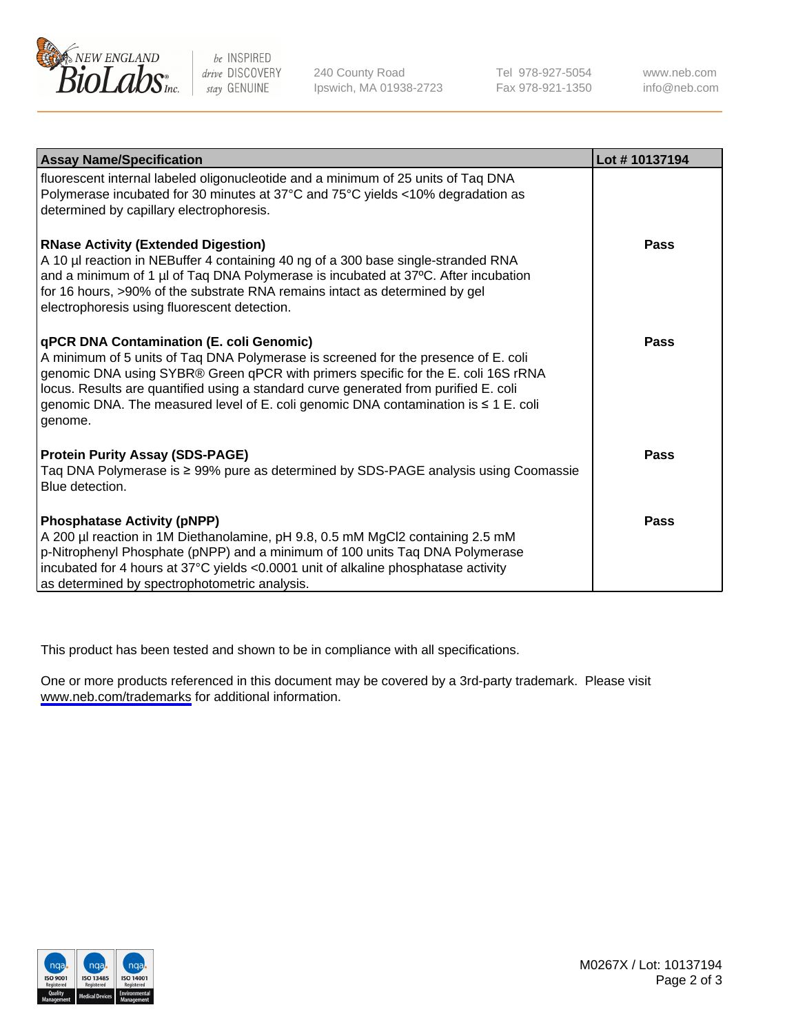| Assay Name/Specification | Lot # 10137194 |
|---|---|
| fluorescent internal labeled oligonucleotide and a minimum of 25 units of Taq DNA Polymerase incubated for 30 minutes at 37°C and 75°C yields <10% degradation as determined by capillary electrophoresis. | |
| **RNase Activity (Extended Digestion)**<br>A 10 µl reaction in NEBuffer 4 containing 40 ng of a 300 base single-stranded RNA and a minimum of 1 µl of Taq DNA Polymerase is incubated at 37ºC. After incubation for 16 hours, >90% of the substrate RNA remains intact as determined by gel electrophoresis using fluorescent detection. | **Pass** |
| **qPCR DNA Contamination (E. coli Genomic)**<br>A minimum of 5 units of Taq DNA Polymerase is screened for the presence of E. coli genomic DNA using SYBR® Green qPCR with primers specific for the E. coli 16S rRNA locus. Results are quantified using a standard curve generated from purified E. coli genomic DNA. The measured level of E. coli genomic DNA contamination is ≤ 1 E. coli genome. | **Pass** |
| **Protein Purity Assay (SDS-PAGE)**<br>Taq DNA Polymerase is ≥ 99% pure as determined by SDS-PAGE analysis using Coomassie Blue detection. | **Pass** |
| **Phosphatase Activity (pNPP)**<br>A 200 µl reaction in 1M Diethanolamine, pH 9.8, 0.5 mM $MgCl_2$ containing 2.5 mM p-Nitrophenyl Phosphate (pNPP) and a minimum of 100 units Taq DNA Polymerase incubated for 4 hours at 37°C yields <0.0001 unit of alkaline phosphatase activity as determined by spectrophotometric analysis. | **Pass** |

This product has been tested and shown to be in compliance with all specifications.

One or more products referenced in this document may be covered by a 3rd-party trademark. Please visit www.neb.com/trademarks for additional information.

M0267X / Lot: 10137194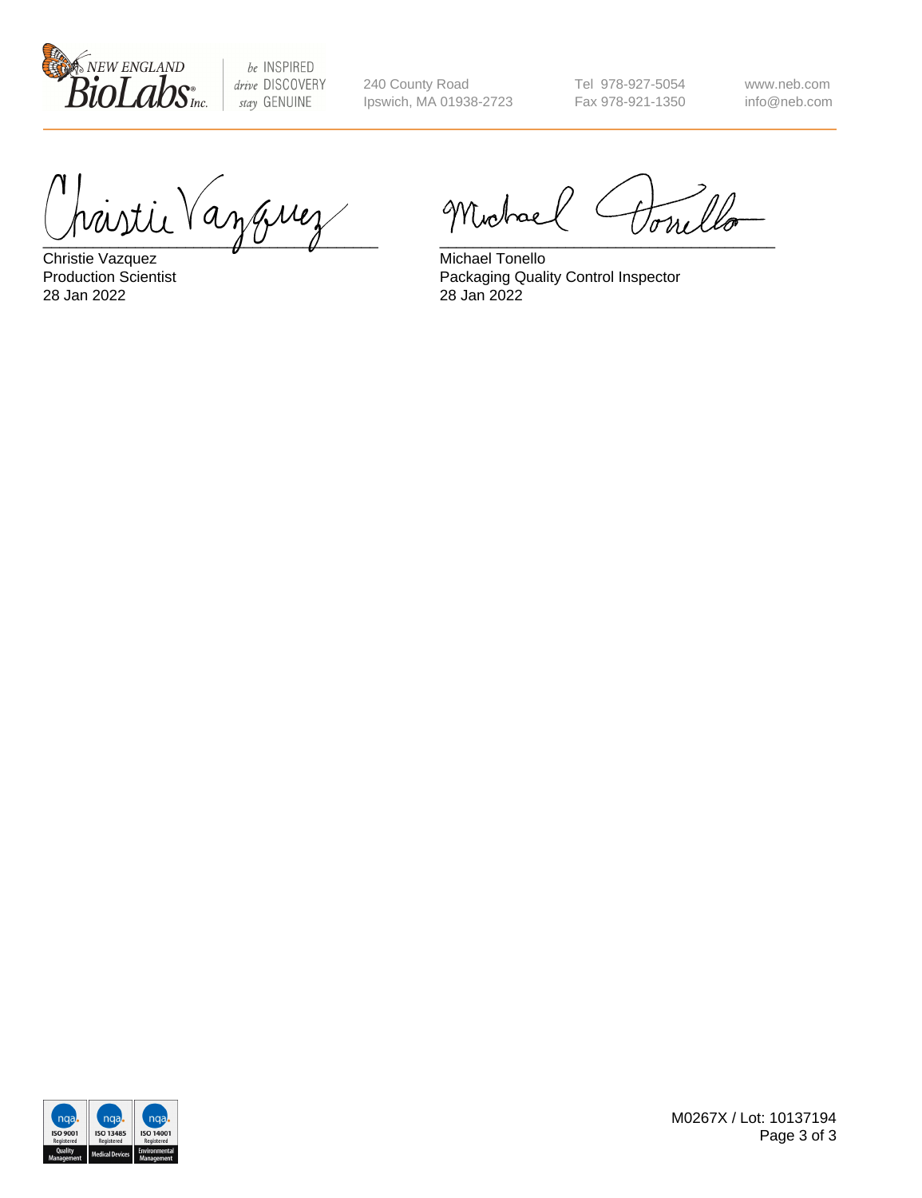Christie Vazquez
Production Scientist
28 Jan 2022

Michael Tonello
Packaging Quality Control Inspector
28 Jan 2022